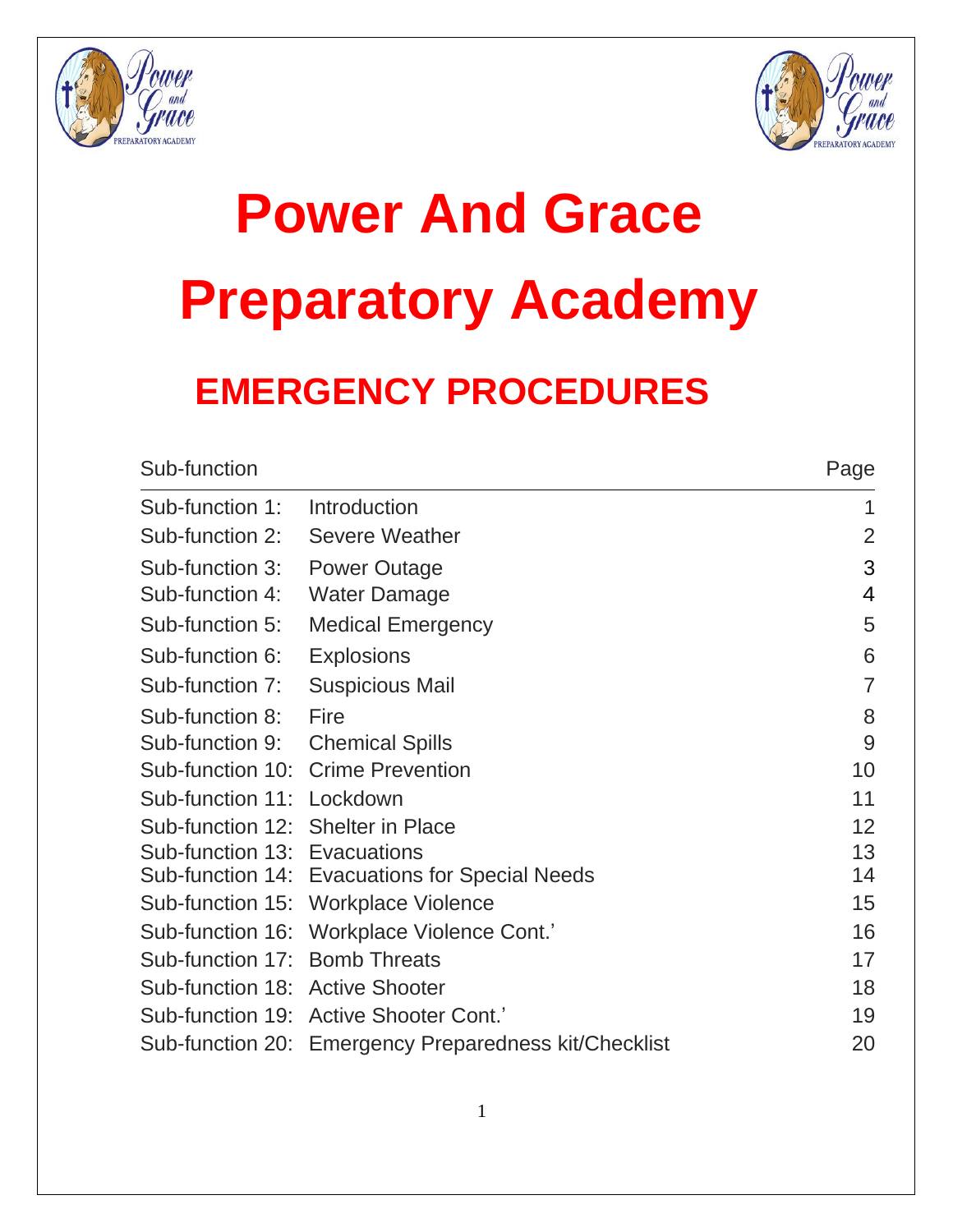# Power And Grace

# Preparatory Academy

## EMERGENCY PROCEDURES

| Sub-function | | Page |
|---|---|---|
| Sub-function 1: | Introduction | 1 |
| Sub-function 2: | Severe Weather | 2 |
| Sub-function 3: | Power Outage | 3 |
| Sub-function 4: | Water Damage | 4 |
| Sub-function 5: | Medical Emergency | 5 |
| Sub-function 6: | Explosions | 6 |
| Sub-function 7: | Suspicious Mail | 7 |
| Sub-function 8: | Fire | 8 |
| Sub-function 9: | Chemical Spills | 9 |
| Sub-function 10: | Crime Prevention | 10 |
| Sub-function 11: | Lockdown | 11 |
| Sub-function 12: | Shelter in Place | 12 |
| Sub-function 13: | Evacuations | 13 |
| Sub-function 14: | Evacuations for Special Needs | 14 |
| Sub-function 15: | Workplace Violence | 15 |
| Sub-function 16: | Workplace Violence Cont.' | 16 |
| Sub-function 17: | Bomb Threats | 17 |
| Sub-function 18: | Active Shooter | 18 |
| Sub-function 19: | Active Shooter Cont.' | 19 |
| Sub-function 20: | Emergency Preparedness kit/Checklist | 20 |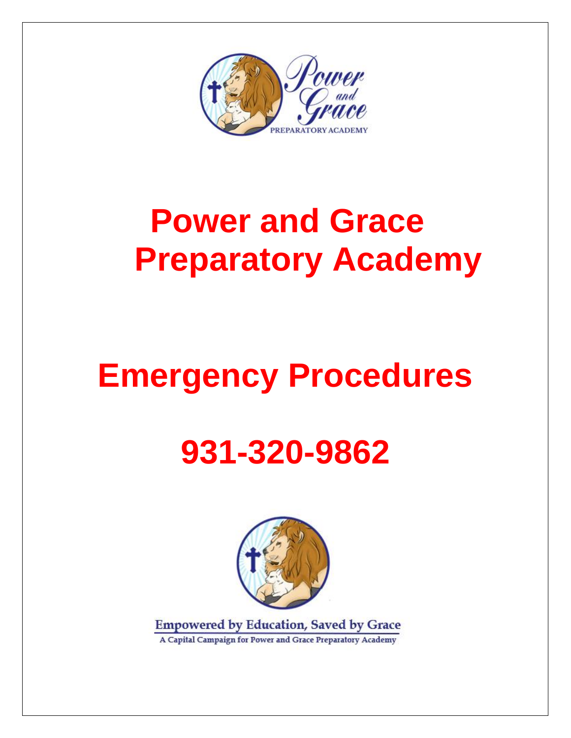# Power and Grace Preparatory Academy

# Emergency Procedures

# 931-320-9862

Empowered by Education, Saved by Grace

A Capital Campaign for Power and Grace Preparatory Academy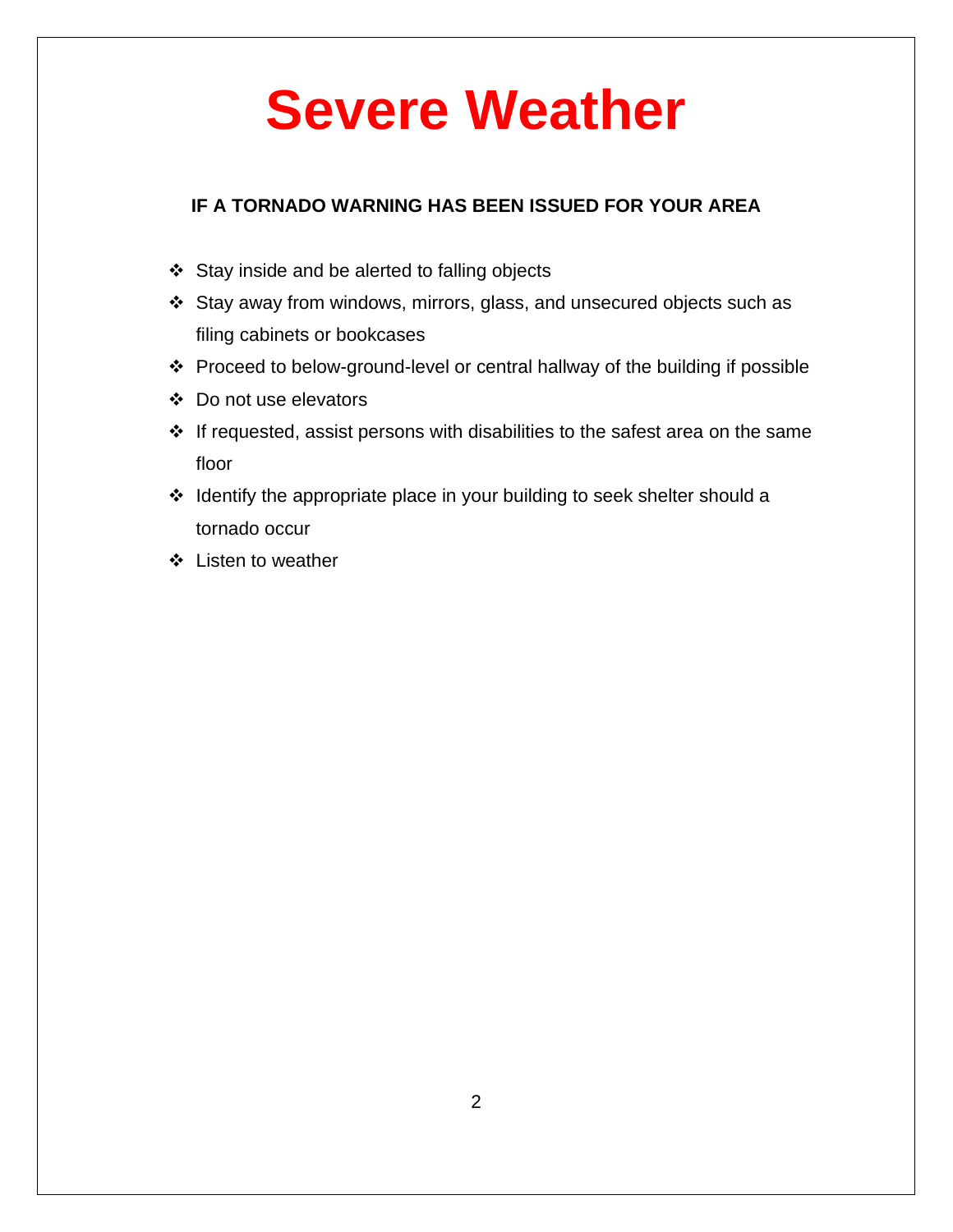# Severe Weather

**IF A TORNADO WARNING HAS BEEN ISSUED FOR YOUR AREA**

- Stay inside and be alerted to falling objects
- Stay away from windows, mirrors, glass, and unsecured objects such as filing cabinets or bookcases
- Proceed to below-ground-level or central hallway of the building if possible
- Do not use elevators
- If requested, assist persons with disabilities to the safest area on the same floor
- Identify the appropriate place in your building to seek shelter should a tornado occur
- Listen to weather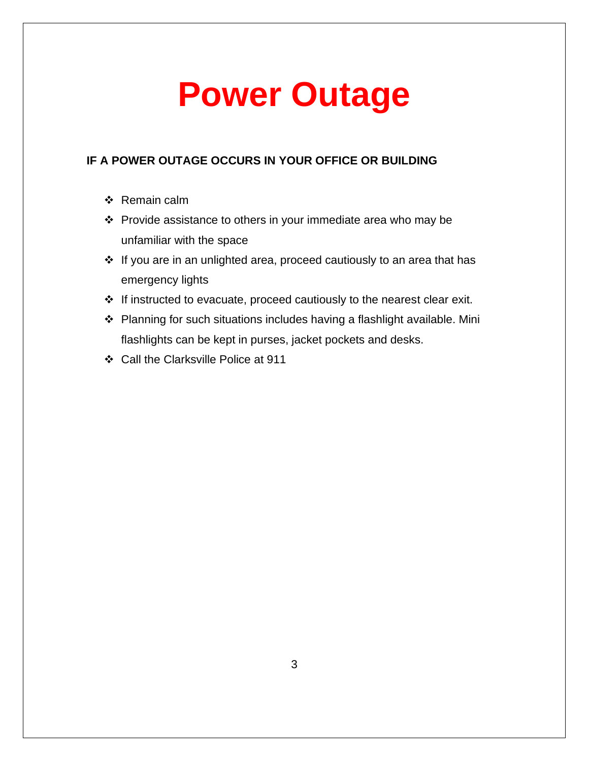# Power Outage

**IF A POWER OUTAGE OCCURS IN YOUR OFFICE OR BUILDING**

- Remain calm
- Provide assistance to others in your immediate area who may be unfamiliar with the space
- If you are in an unlighted area, proceed cautiously to an area that has emergency lights
- If instructed to evacuate, proceed cautiously to the nearest clear exit.
- Planning for such situations includes having a flashlight available. Mini flashlights can be kept in purses, jacket pockets and desks.
- Call the Clarksville Police at 911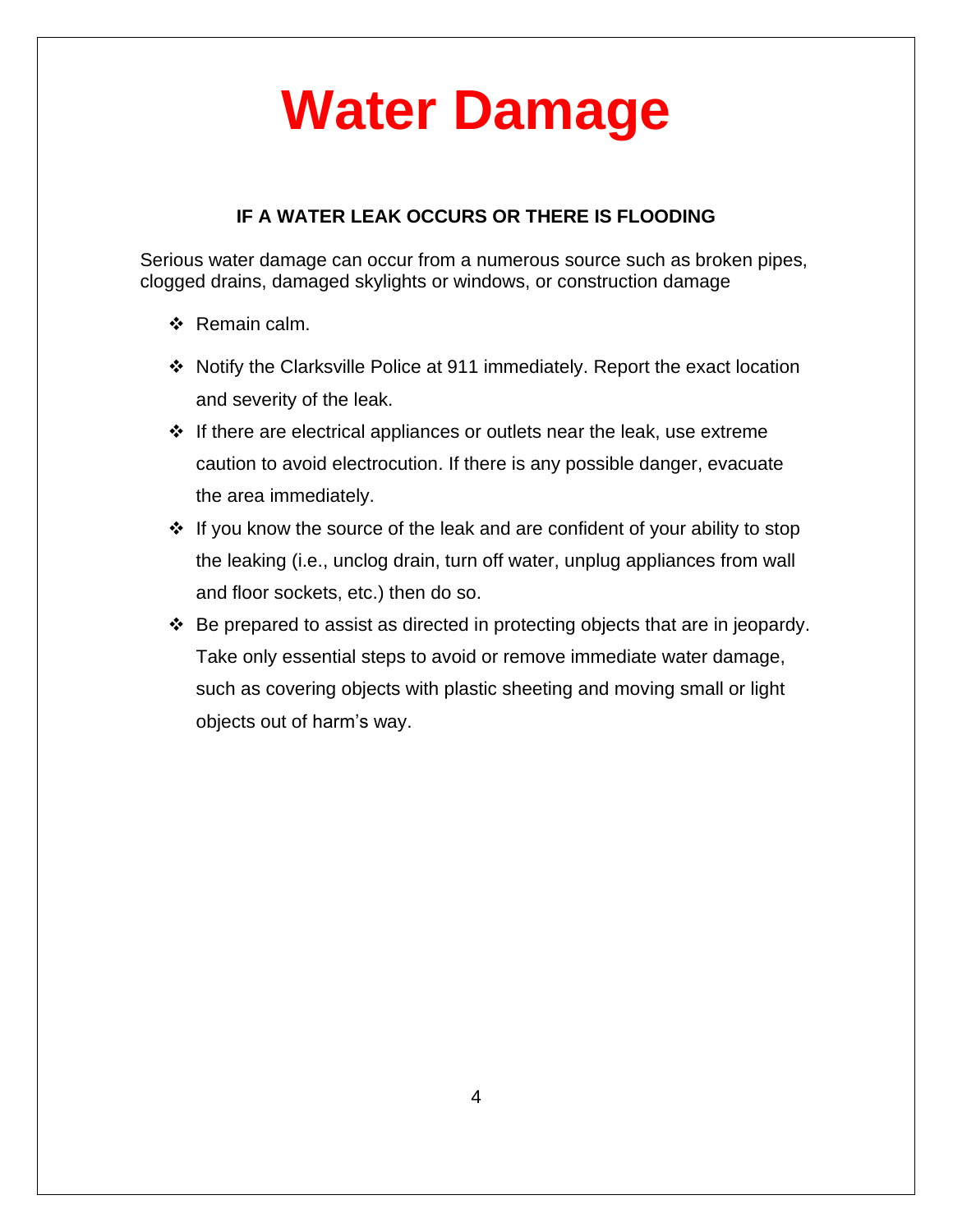# Water Damage

**IF A WATER LEAK OCCURS OR THERE IS FLOODING**

Serious water damage can occur from a numerous source such as broken pipes, clogged drains, damaged skylights or windows, or construction damage

- Remain calm.
- Notify the Clarksville Police at 911 immediately. Report the exact location and severity of the leak.
- If there are electrical appliances or outlets near the leak, use extreme caution to avoid electrocution. If there is any possible danger, evacuate the area immediately.
- If you know the source of the leak and are confident of your ability to stop the leaking (i.e., unclog drain, turn off water, unplug appliances from wall and floor sockets, etc.) then do so.
- Be prepared to assist as directed in protecting objects that are in jeopardy. Take only essential steps to avoid or remove immediate water damage, such as covering objects with plastic sheeting and moving small or light objects out of harm's way.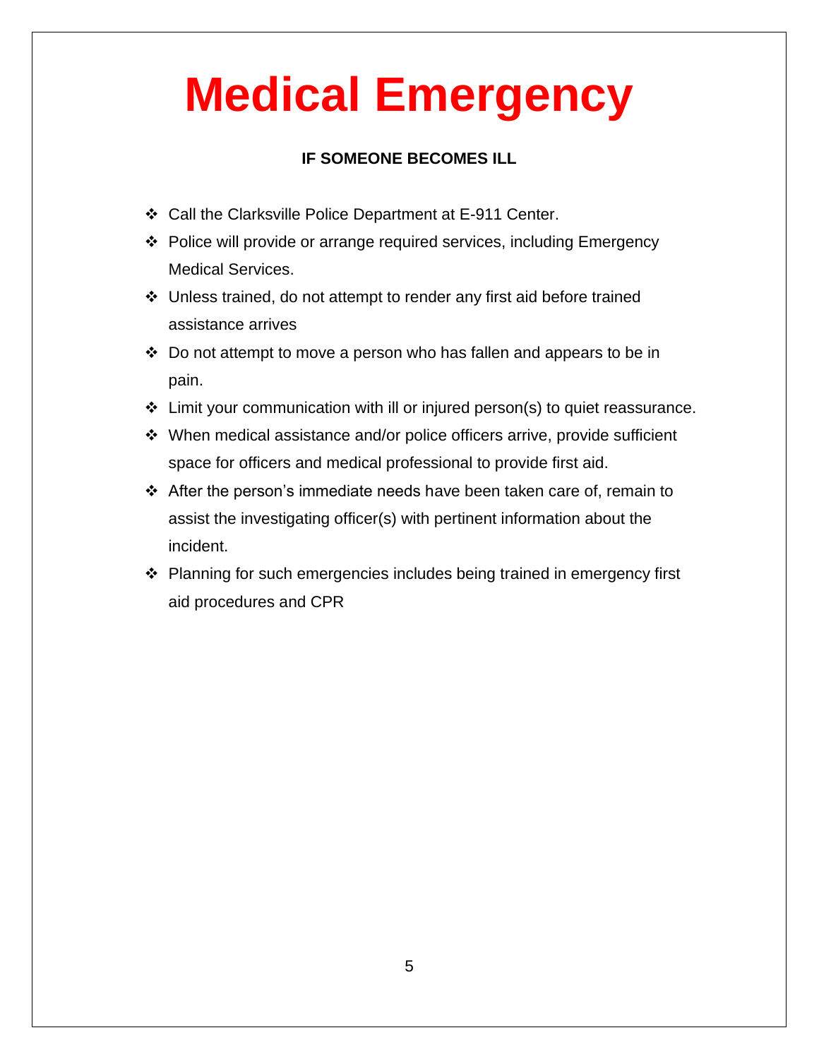# Medical Emergency

**IF SOMEONE BECOMES ILL**

- Call the Clarksville Police Department at E-911 Center.
- Police will provide or arrange required services, including Emergency Medical Services.
- Unless trained, do not attempt to render any first aid before trained assistance arrives
- Do not attempt to move a person who has fallen and appears to be in pain.
- Limit your communication with ill or injured person(s) to quiet reassurance.
- When medical assistance and/or police officers arrive, provide sufficient space for officers and medical professional to provide first aid.
- After the person's immediate needs have been taken care of, remain to assist the investigating officer(s) with pertinent information about the incident.
- Planning for such emergencies includes being trained in emergency first aid procedures and CPR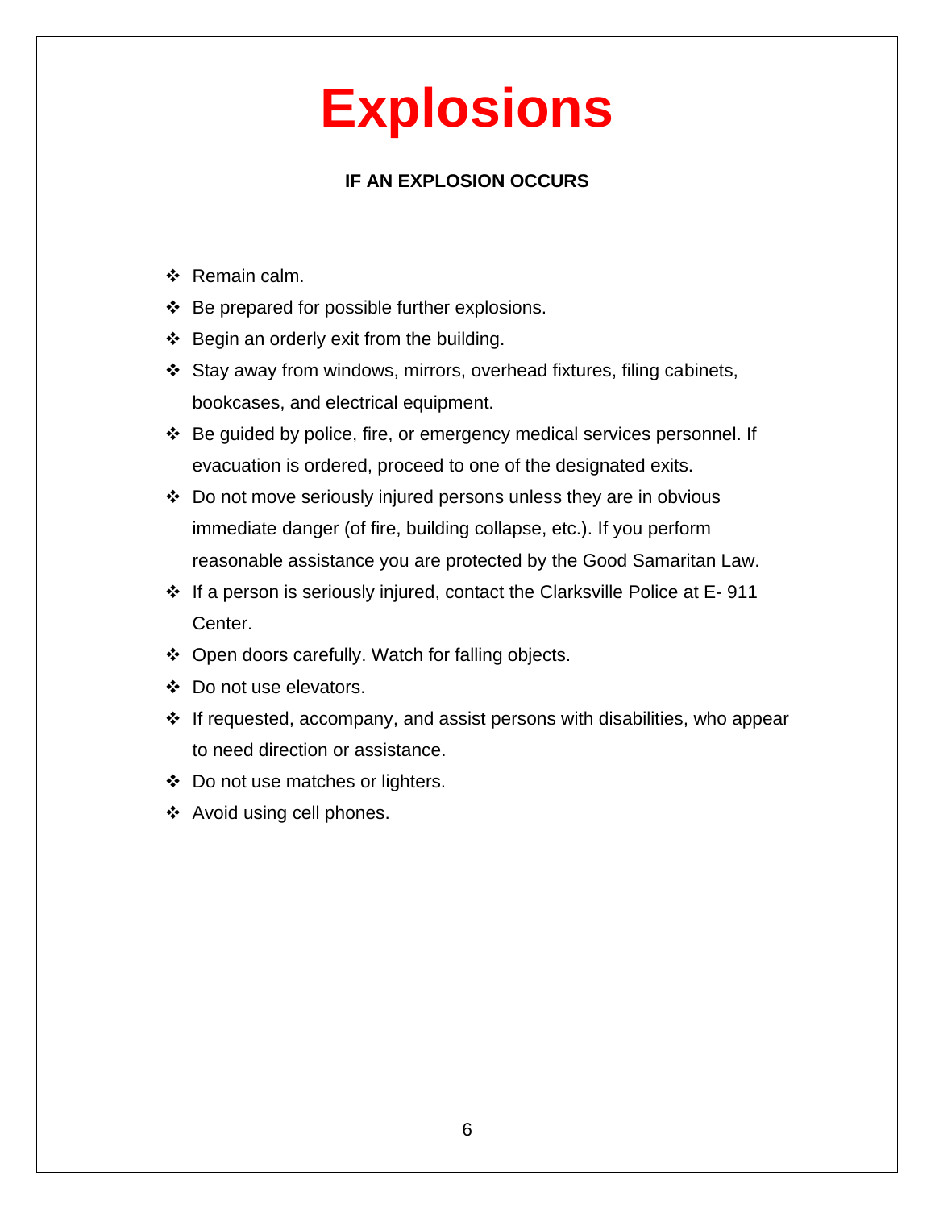# Explosions

**IF AN EXPLOSION OCCURS**

- Remain calm.
- Be prepared for possible further explosions.
- Begin an orderly exit from the building.
- Stay away from windows, mirrors, overhead fixtures, filing cabinets, bookcases, and electrical equipment.
- Be guided by police, fire, or emergency medical services personnel. If evacuation is ordered, proceed to one of the designated exits.
- Do not move seriously injured persons unless they are in obvious immediate danger (of fire, building collapse, etc.). If you perform reasonable assistance you are protected by the Good Samaritan Law.
- If a person is seriously injured, contact the Clarksville Police at E- 911 Center.
- Open doors carefully. Watch for falling objects.
- Do not use elevators.
- If requested, accompany, and assist persons with disabilities, who appear to need direction or assistance.
- Do not use matches or lighters.
- Avoid using cell phones.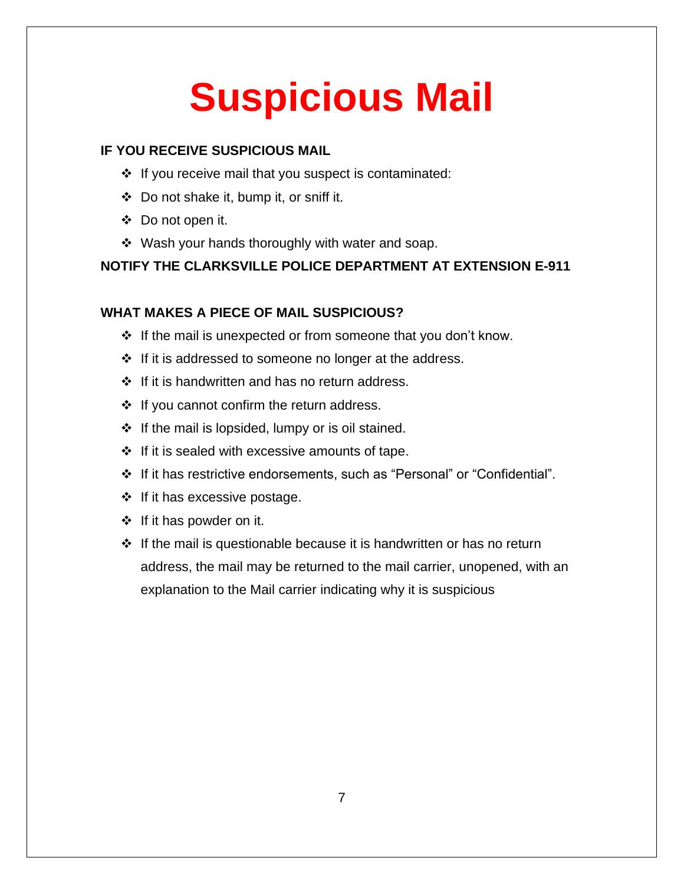# Suspicious Mail

**IF YOU RECEIVE SUSPICIOUS MAIL**

- If you receive mail that you suspect is contaminated:
- Do not shake it, bump it, or sniff it.
- Do not open it.
- Wash your hands thoroughly with water and soap.

**NOTIFY THE CLARKSVILLE POLICE DEPARTMENT AT EXTENSION E-911**

**WHAT MAKES A PIECE OF MAIL SUSPICIOUS?**

- If the mail is unexpected or from someone that you don't know.
- If it is addressed to someone no longer at the address.
- If it is handwritten and has no return address.
- If you cannot confirm the return address.
- If the mail is lopsided, lumpy or is oil stained.
- If it is sealed with excessive amounts of tape.
- If it has restrictive endorsements, such as "Personal" or "Confidential".
- If it has excessive postage.
- If it has powder on it.
- If the mail is questionable because it is handwritten or has no return address, the mail may be returned to the mail carrier, unopened, with an explanation to the Mail carrier indicating why it is suspicious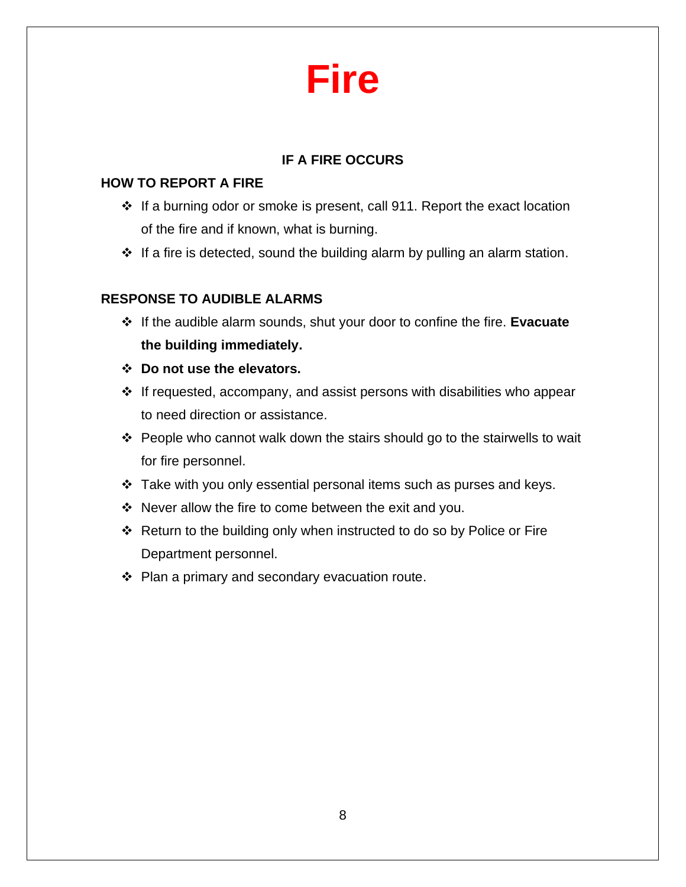# Fire

## IF A FIRE OCCURS

### HOW TO REPORT A FIRE

- If a burning odor or smoke is present, call 911. Report the exact location of the fire and if known, what is burning.
- If a fire is detected, sound the building alarm by pulling an alarm station.

### RESPONSE TO AUDIBLE ALARMS

- If the audible alarm sounds, shut your door to confine the fire. **Evacuate the building immediately.**
- **Do not use the elevators.**
- If requested, accompany, and assist persons with disabilities who appear to need direction or assistance.
- People who cannot walk down the stairs should go to the stairwells to wait for fire personnel.
- Take with you only essential personal items such as purses and keys.
- Never allow the fire to come between the exit and you.
- Return to the building only when instructed to do so by Police or Fire Department personnel.
- Plan a primary and secondary evacuation route.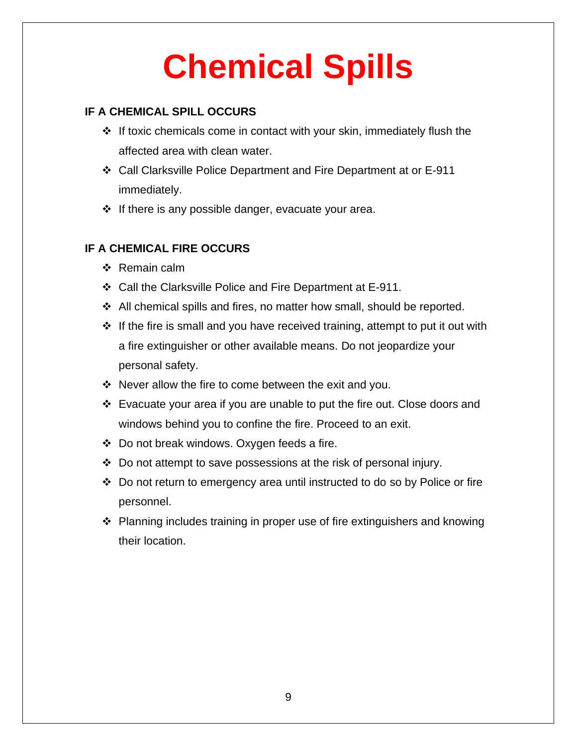# Chemical Spills

**IF A CHEMICAL SPILL OCCURS**

- If toxic chemicals come in contact with your skin, immediately flush the affected area with clean water.
- Call Clarksville Police Department and Fire Department at or E-911 immediately.
- If there is any possible danger, evacuate your area.

**IF A CHEMICAL FIRE OCCURS**

- Remain calm
- Call the Clarksville Police and Fire Department at E-911.
- All chemical spills and fires, no matter how small, should be reported.
- If the fire is small and you have received training, attempt to put it out with a fire extinguisher or other available means. Do not jeopardize your personal safety.
- Never allow the fire to come between the exit and you.
- Evacuate your area if you are unable to put the fire out. Close doors and windows behind you to confine the fire. Proceed to an exit.
- Do not break windows. Oxygen feeds a fire.
- Do not attempt to save possessions at the risk of personal injury.
- Do not return to emergency area until instructed to do so by Police or fire personnel.
- Planning includes training in proper use of fire extinguishers and knowing their location.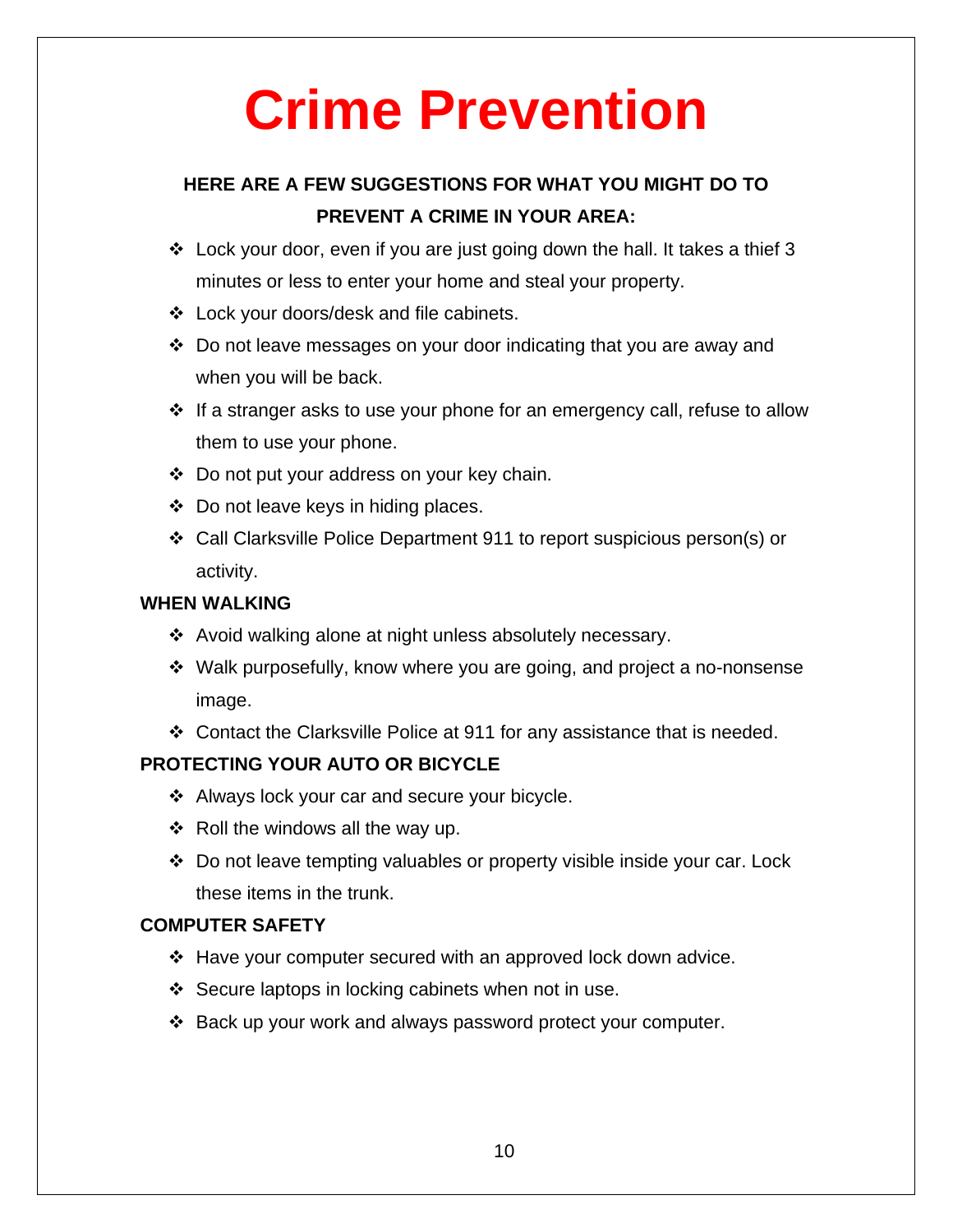# Crime Prevention

**HERE ARE A FEW SUGGESTIONS FOR WHAT YOU MIGHT DO TO PREVENT A CRIME IN YOUR AREA:**

- Lock your door, even if you are just going down the hall. It takes a thief 3 minutes or less to enter your home and steal your property.
- Lock your doors/desk and file cabinets.
- Do not leave messages on your door indicating that you are away and when you will be back.
- If a stranger asks to use your phone for an emergency call, refuse to allow them to use your phone.
- Do not put your address on your key chain.
- Do not leave keys in hiding places.
- Call Clarksville Police Department 911 to report suspicious person(s) or activity.

**WHEN WALKING**

- Avoid walking alone at night unless absolutely necessary.
- Walk purposefully, know where you are going, and project a no-nonsense image.
- Contact the Clarksville Police at 911 for any assistance that is needed.

**PROTECTING YOUR AUTO OR BICYCLE**

- Always lock your car and secure your bicycle.
- Roll the windows all the way up.
- Do not leave tempting valuables or property visible inside your car. Lock these items in the trunk.

**COMPUTER SAFETY**

- Have your computer secured with an approved lock down advice.
- Secure laptops in locking cabinets when not in use.
- Back up your work and always password protect your computer.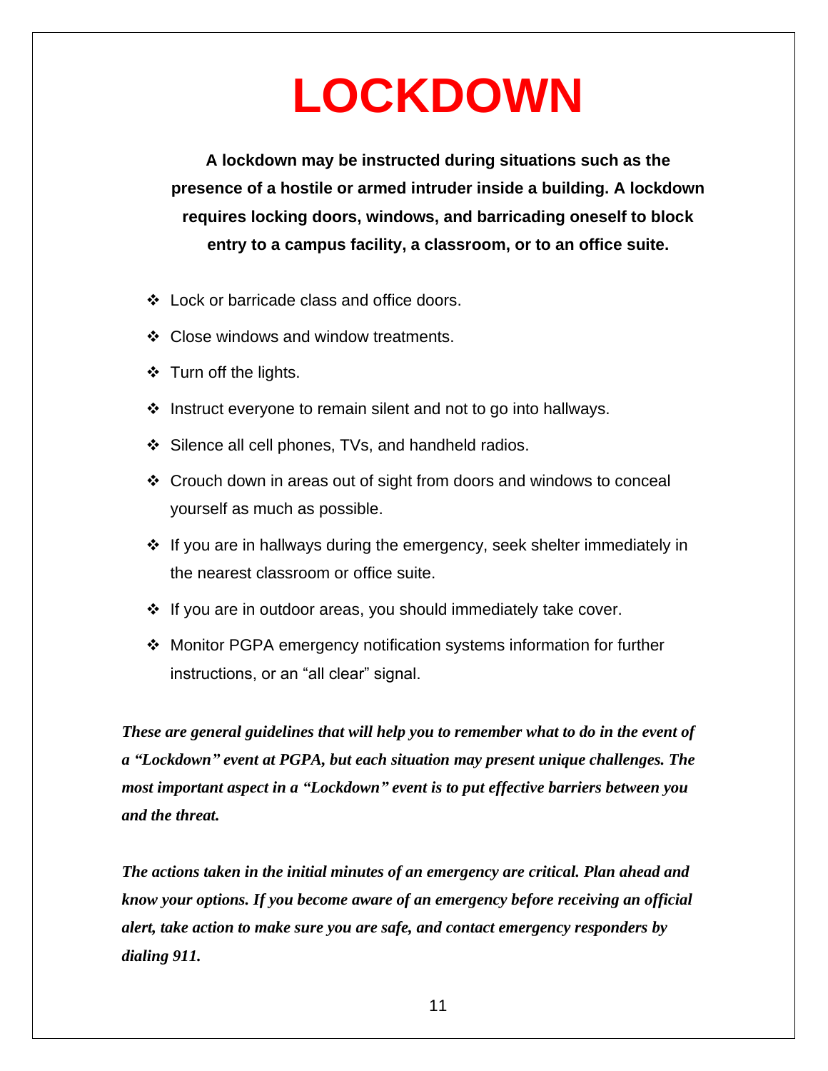# LOCKDOWN

**A lockdown may be instructed during situations such as the presence of a hostile or armed intruder inside a building. A lockdown requires locking doors, windows, and barricading oneself to block entry to a campus facility, a classroom, or to an office suite.**

- Lock or barricade class and office doors.
- Close windows and window treatments.
- Turn off the lights.
- Instruct everyone to remain silent and not to go into hallways.
- Silence all cell phones, TVs, and handheld radios.
- Crouch down in areas out of sight from doors and windows to conceal yourself as much as possible.
- If you are in hallways during the emergency, seek shelter immediately in the nearest classroom or office suite.
- If you are in outdoor areas, you should immediately take cover.
- Monitor PGPA emergency notification systems information for further instructions, or an "all clear" signal.

***These are general guidelines that will help you to remember what to do in the event of a "Lockdown" event at PGPA, but each situation may present unique challenges. The most important aspect in a "Lockdown" event is to put effective barriers between you and the threat.***

***The actions taken in the initial minutes of an emergency are critical. Plan ahead and know your options. If you become aware of an emergency before receiving an official alert, take action to make sure you are safe, and contact emergency responders by dialing 911.***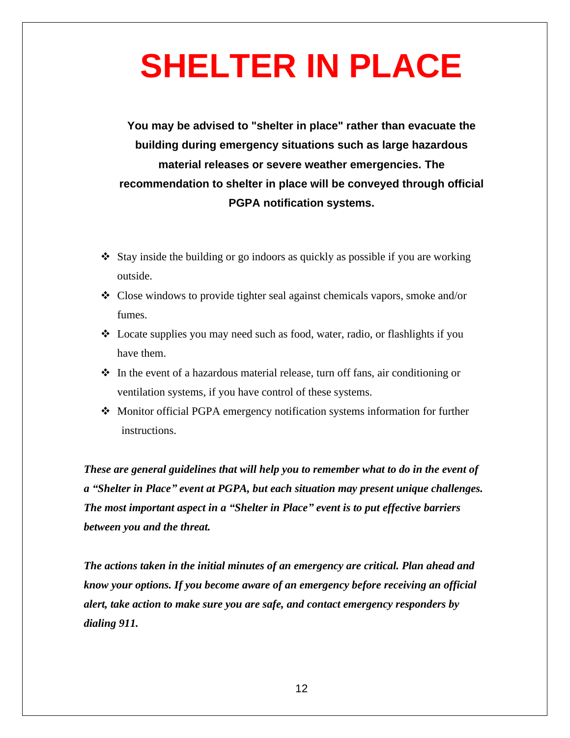# SHELTER IN PLACE

**You may be advised to "shelter in place" rather than evacuate the building during emergency situations such as large hazardous material releases or severe weather emergencies. The recommendation to shelter in place will be conveyed through official PGPA notification systems.**

- Stay inside the building or go indoors as quickly as possible if you are working outside.
- Close windows to provide tighter seal against chemicals vapors, smoke and/or fumes.
- Locate supplies you may need such as food, water, radio, or flashlights if you have them.
- In the event of a hazardous material release, turn off fans, air conditioning or ventilation systems, if you have control of these systems.
- Monitor official PGPA emergency notification systems information for further instructions.

***These are general guidelines that will help you to remember what to do in the event of a "Shelter in Place" event at PGPA, but each situation may present unique challenges. The most important aspect in a "Shelter in Place" event is to put effective barriers between you and the threat.***

***The actions taken in the initial minutes of an emergency are critical. Plan ahead and know your options. If you become aware of an emergency before receiving an official alert, take action to make sure you are safe, and contact emergency responders by dialing 911.***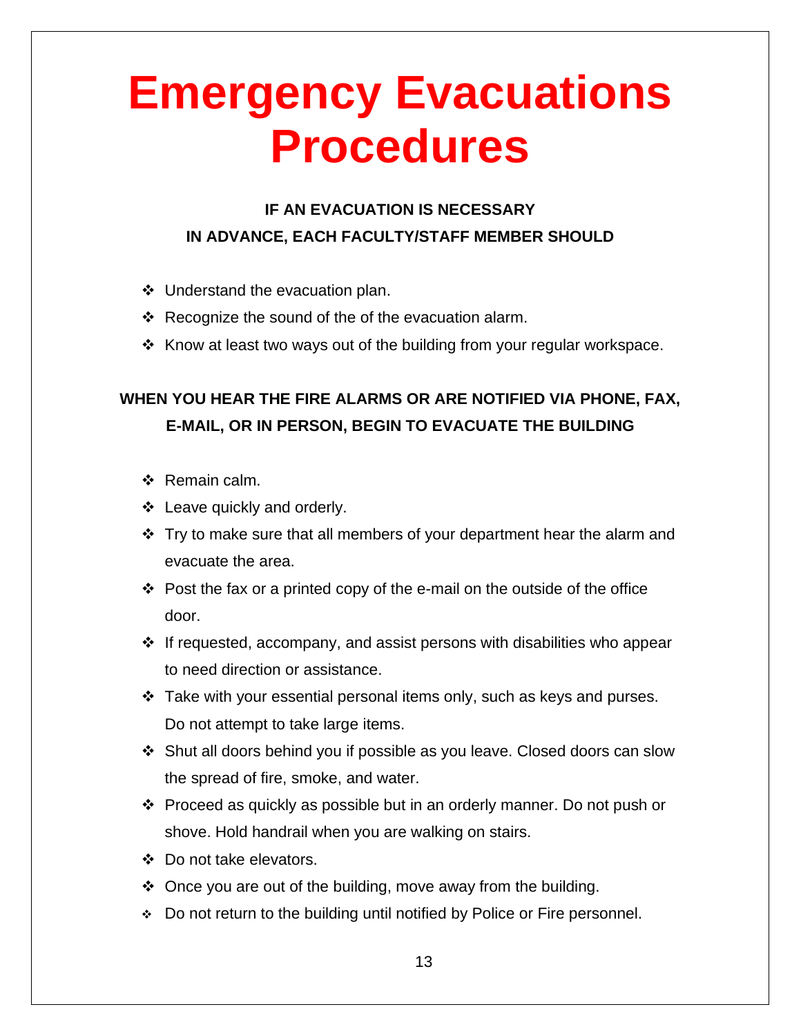# Emergency Evacuations Procedures

**IF AN EVACUATION IS NECESSARY**
**IN ADVANCE, EACH FACULTY/STAFF MEMBER SHOULD**

- Understand the evacuation plan.
- Recognize the sound of the of the evacuation alarm.
- Know at least two ways out of the building from your regular workspace.

**WHEN YOU HEAR THE FIRE ALARMS OR ARE NOTIFIED VIA PHONE, FAX, E-MAIL, OR IN PERSON, BEGIN TO EVACUATE THE BUILDING**

- Remain calm.
- Leave quickly and orderly.
- Try to make sure that all members of your department hear the alarm and evacuate the area.
- Post the fax or a printed copy of the e-mail on the outside of the office door.
- If requested, accompany, and assist persons with disabilities who appear to need direction or assistance.
- Take with your essential personal items only, such as keys and purses. Do not attempt to take large items.
- Shut all doors behind you if possible as you leave. Closed doors can slow the spread of fire, smoke, and water.
- Proceed as quickly as possible but in an orderly manner. Do not push or shove. Hold handrail when you are walking on stairs.
- Do not take elevators.
- Once you are out of the building, move away from the building.
- Do not return to the building until notified by Police or Fire personnel.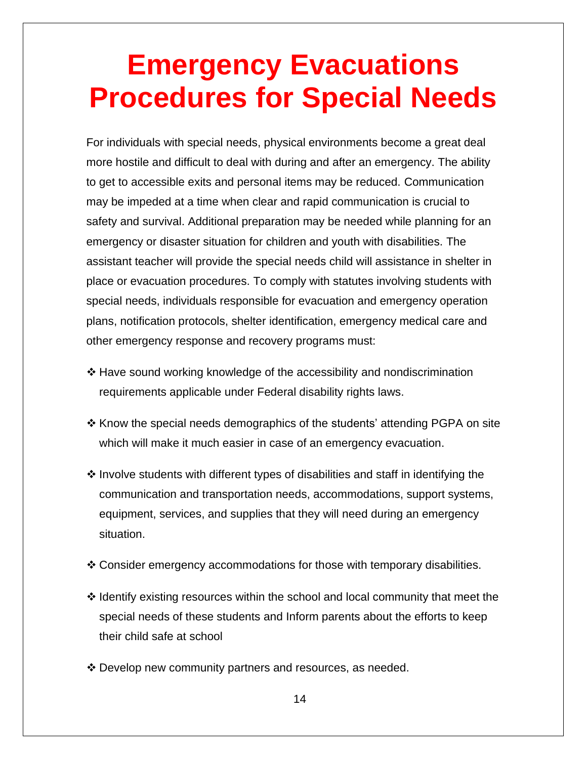# Emergency Evacuations Procedures for Special Needs

For individuals with special needs, physical environments become a great deal more hostile and difficult to deal with during and after an emergency. The ability to get to accessible exits and personal items may be reduced. Communication may be impeded at a time when clear and rapid communication is crucial to safety and survival. Additional preparation may be needed while planning for an emergency or disaster situation for children and youth with disabilities. The assistant teacher will provide the special needs child will assistance in shelter in place or evacuation procedures. To comply with statutes involving students with special needs, individuals responsible for evacuation and emergency operation plans, notification protocols, shelter identification, emergency medical care and other emergency response and recovery programs must:

- ❖ Have sound working knowledge of the accessibility and nondiscrimination requirements applicable under Federal disability rights laws.
- ❖ Know the special needs demographics of the students' attending PGPA on site which will make it much easier in case of an emergency evacuation.
- ❖ Involve students with different types of disabilities and staff in identifying the communication and transportation needs, accommodations, support systems, equipment, services, and supplies that they will need during an emergency situation.
- ❖ Consider emergency accommodations for those with temporary disabilities.
- ❖ Identify existing resources within the school and local community that meet the special needs of these students and Inform parents about the efforts to keep their child safe at school
- ❖ Develop new community partners and resources, as needed.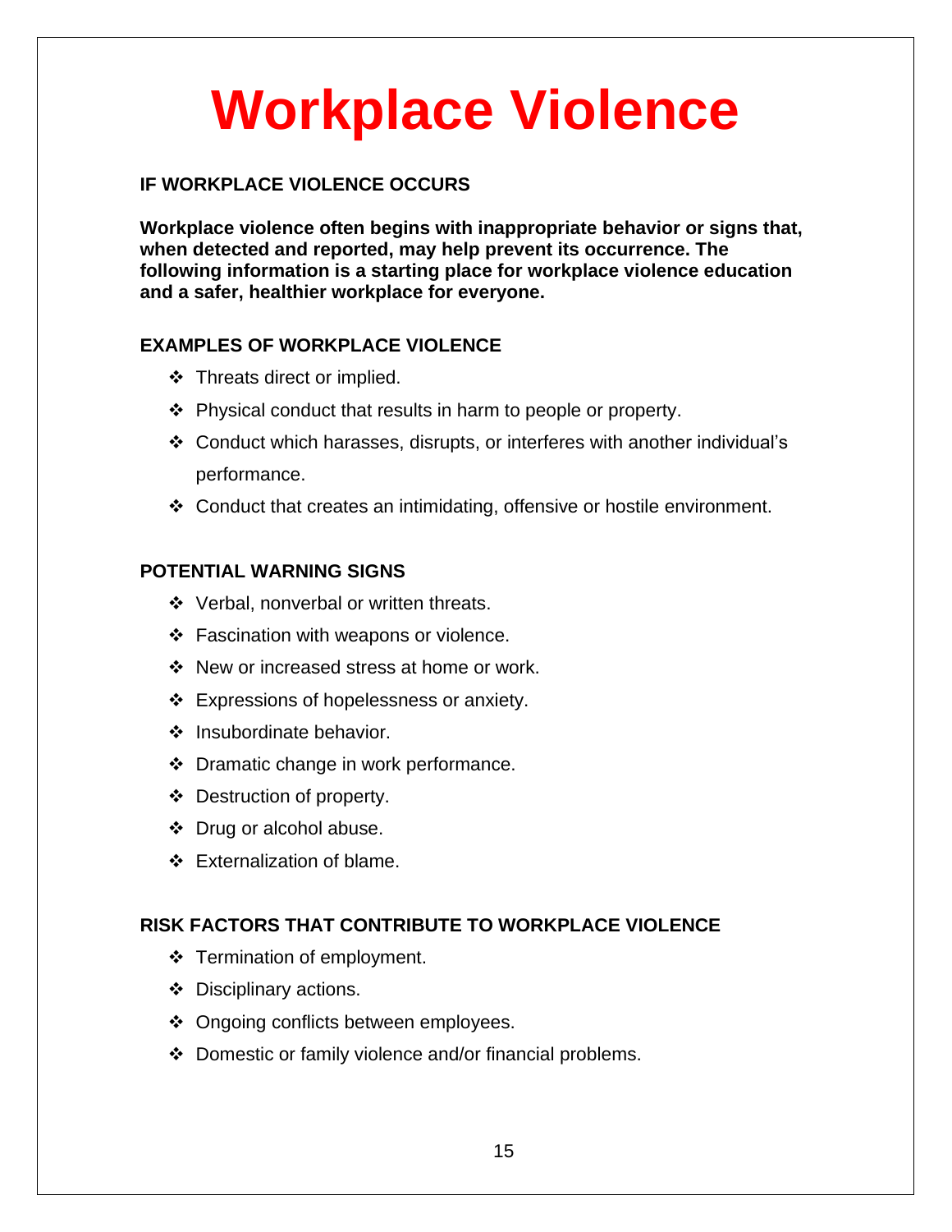# Workplace Violence

## IF WORKPLACE VIOLENCE OCCURS

**Workplace violence often begins with inappropriate behavior or signs that, when detected and reported, may help prevent its occurrence. The following information is a starting place for workplace violence education and a safer, healthier workplace for everyone.**

## EXAMPLES OF WORKPLACE VIOLENCE

- Threats direct or implied.
- Physical conduct that results in harm to people or property.
- Conduct which harasses, disrupts, or interferes with another individual's performance.
- Conduct that creates an intimidating, offensive or hostile environment.

## POTENTIAL WARNING SIGNS

- Verbal, nonverbal or written threats.
- Fascination with weapons or violence.
- New or increased stress at home or work.
- Expressions of hopelessness or anxiety.
- Insubordinate behavior.
- Dramatic change in work performance.
- Destruction of property.
- Drug or alcohol abuse.
- Externalization of blame.

## RISK FACTORS THAT CONTRIBUTE TO WORKPLACE VIOLENCE

- Termination of employment.
- Disciplinary actions.
- Ongoing conflicts between employees.
- Domestic or family violence and/or financial problems.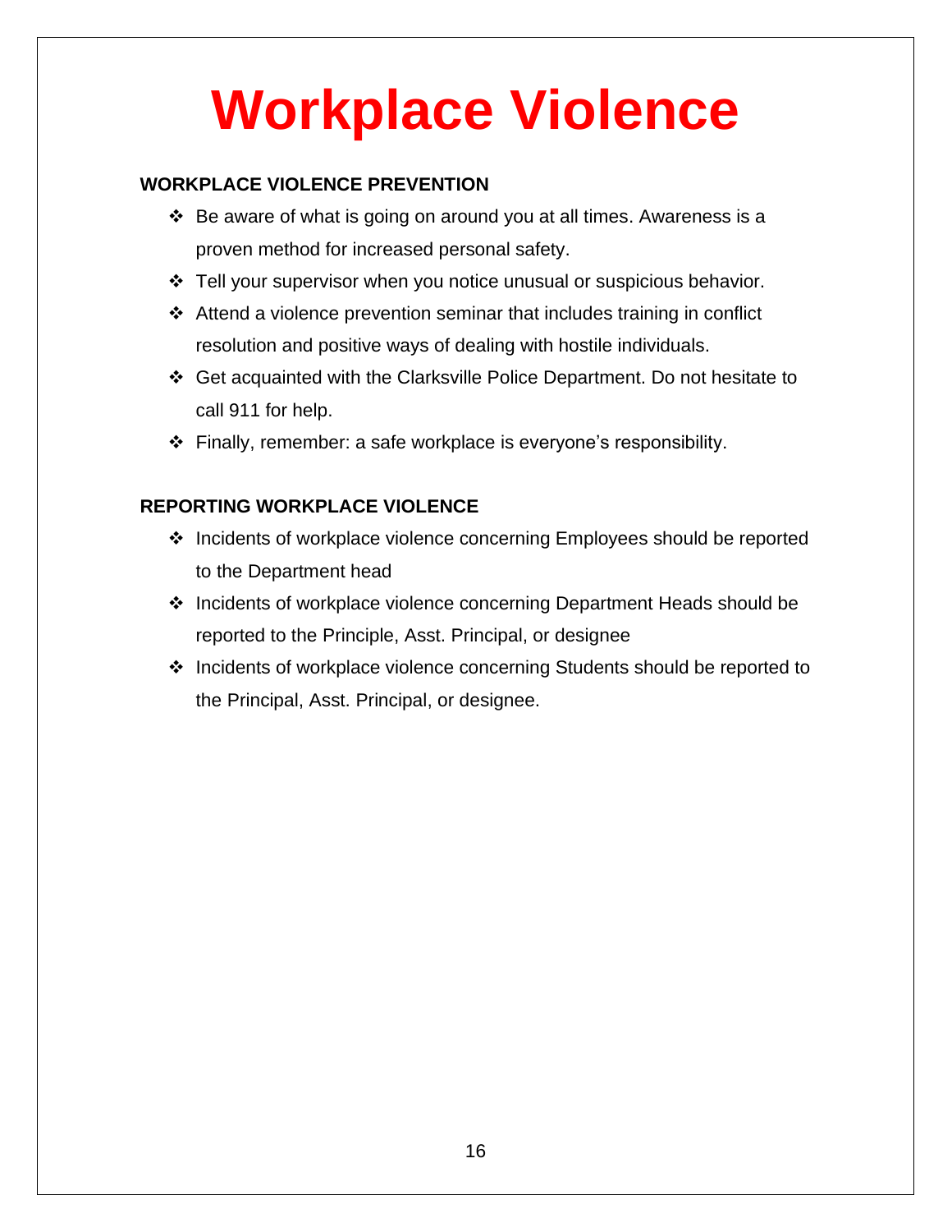# Workplace Violence

### WORKPLACE VIOLENCE PREVENTION

- Be aware of what is going on around you at all times. Awareness is a proven method for increased personal safety.
- Tell your supervisor when you notice unusual or suspicious behavior.
- Attend a violence prevention seminar that includes training in conflict resolution and positive ways of dealing with hostile individuals.
- Get acquainted with the Clarksville Police Department. Do not hesitate to call 911 for help.
- Finally, remember: a safe workplace is everyone's responsibility.

### REPORTING WORKPLACE VIOLENCE

- Incidents of workplace violence concerning Employees should be reported to the Department head
- Incidents of workplace violence concerning Department Heads should be reported to the Principle, Asst. Principal, or designee
- Incidents of workplace violence concerning Students should be reported to the Principal, Asst. Principal, or designee.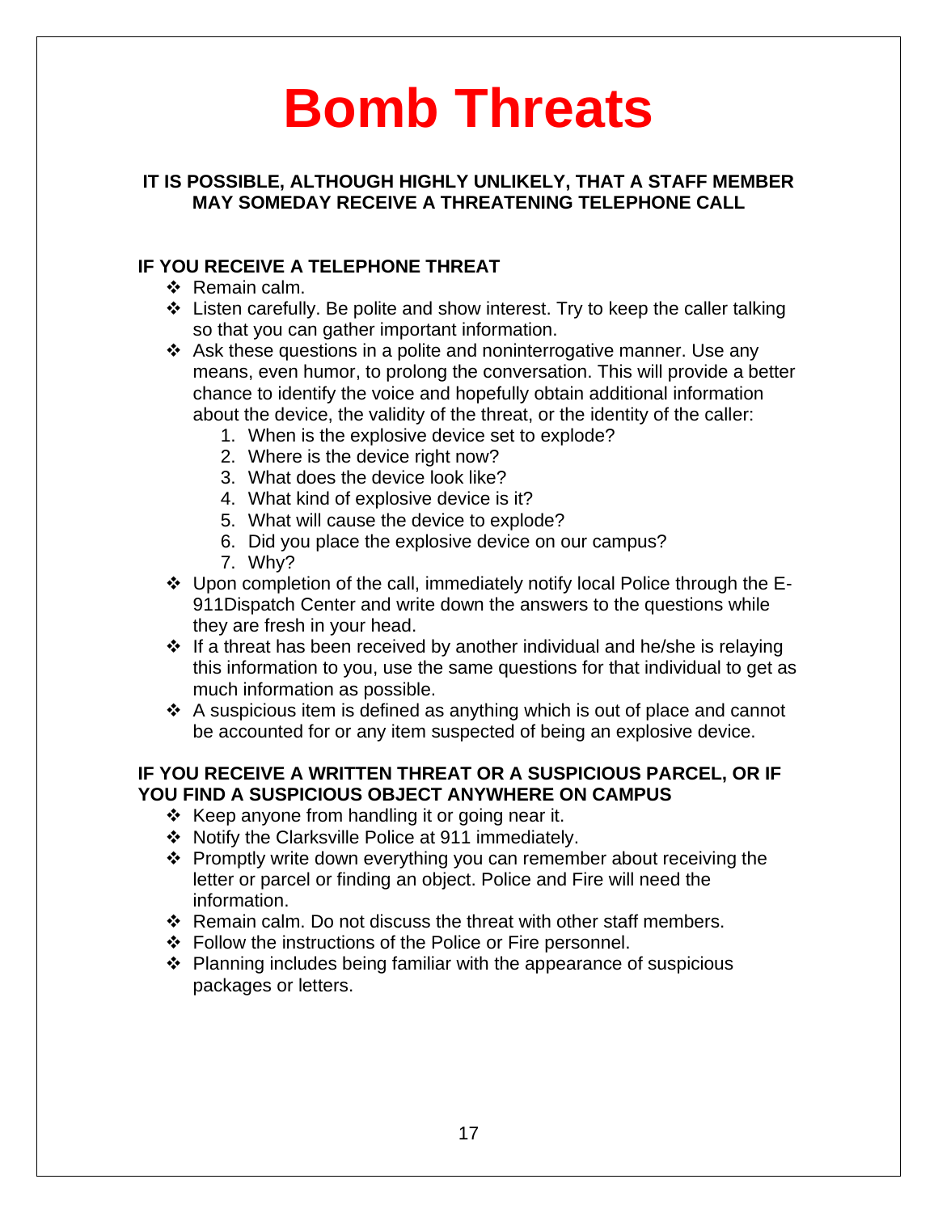# Bomb Threats

**IT IS POSSIBLE, ALTHOUGH HIGHLY UNLIKELY, THAT A STAFF MEMBER MAY SOMEDAY RECEIVE A THREATENING TELEPHONE CALL**

**IF YOU RECEIVE A TELEPHONE THREAT**

- Remain calm.
- Listen carefully. Be polite and show interest. Try to keep the caller talking so that you can gather important information.
- Ask these questions in a polite and noninterrogative manner. Use any means, even humor, to prolong the conversation. This will provide a better chance to identify the voice and hopefully obtain additional information about the device, the validity of the threat, or the identity of the caller:
  1. When is the explosive device set to explode?
  2. Where is the device right now?
  3. What does the device look like?
  4. What kind of explosive device is it?
  5. What will cause the device to explode?
  6. Did you place the explosive device on our campus?
  7. Why?
- Upon completion of the call, immediately notify local Police through the E-911Dispatch Center and write down the answers to the questions while they are fresh in your head.
- If a threat has been received by another individual and he/she is relaying this information to you, use the same questions for that individual to get as much information as possible.
- A suspicious item is defined as anything which is out of place and cannot be accounted for or any item suspected of being an explosive device.

**IF YOU RECEIVE A WRITTEN THREAT OR A SUSPICIOUS PARCEL, OR IF YOU FIND A SUSPICIOUS OBJECT ANYWHERE ON CAMPUS**

- Keep anyone from handling it or going near it.
- Notify the Clarksville Police at 911 immediately.
- Promptly write down everything you can remember about receiving the letter or parcel or finding an object. Police and Fire will need the information.
- Remain calm. Do not discuss the threat with other staff members.
- Follow the instructions of the Police or Fire personnel.
- Planning includes being familiar with the appearance of suspicious packages or letters.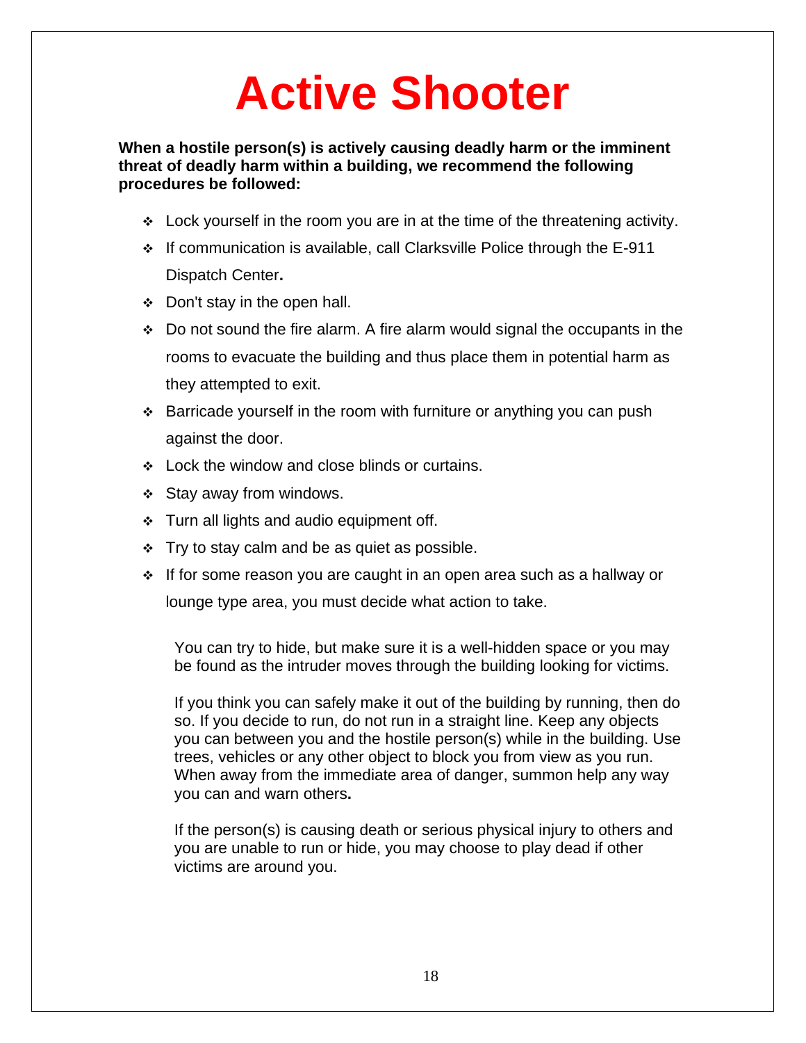# Active Shooter

**When a hostile person(s) is actively causing deadly harm or the imminent threat of deadly harm within a building, we recommend the following procedures be followed:**

- Lock yourself in the room you are in at the time of the threatening activity.
- If communication is available, call Clarksville Police through the E-911 Dispatch Center**.**
- Don't stay in the open hall.
- Do not sound the fire alarm. A fire alarm would signal the occupants in the rooms to evacuate the building and thus place them in potential harm as they attempted to exit.
- Barricade yourself in the room with furniture or anything you can push against the door.
- Lock the window and close blinds or curtains.
- Stay away from windows.
- Turn all lights and audio equipment off.
- Try to stay calm and be as quiet as possible.
- If for some reason you are caught in an open area such as a hallway or lounge type area, you must decide what action to take.

  You can try to hide, but make sure it is a well-hidden space or you may be found as the intruder moves through the building looking for victims.

  If you think you can safely make it out of the building by running, then do so. If you decide to run, do not run in a straight line. Keep any objects you can between you and the hostile person(s) while in the building. Use trees, vehicles or any other object to block you from view as you run. When away from the immediate area of danger, summon help any way you can and warn others**.**

  If the person(s) is causing death or serious physical injury to others and you are unable to run or hide, you may choose to play dead if other victims are around you.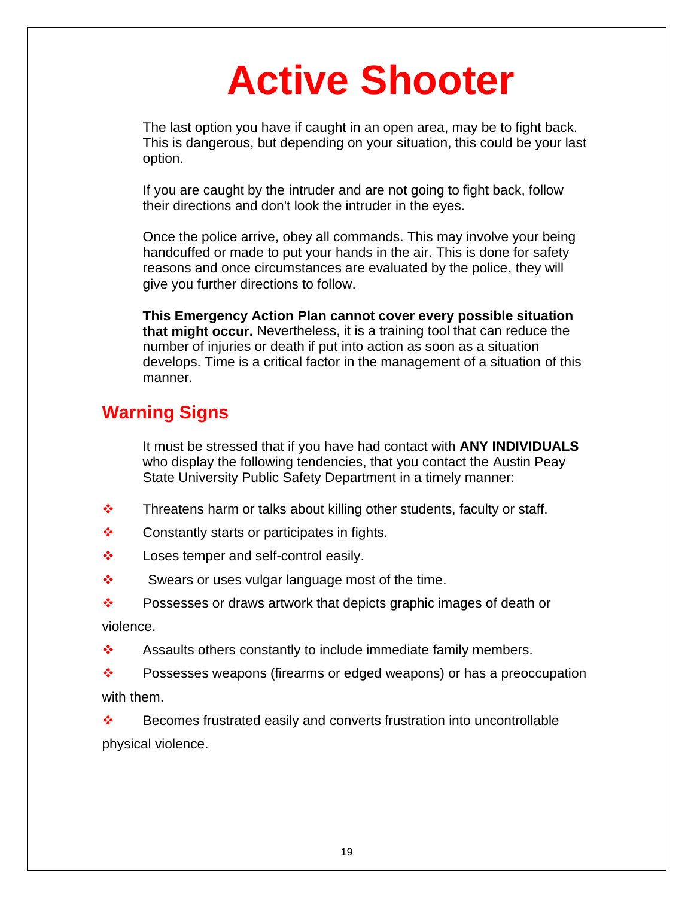# Active Shooter

The last option you have if caught in an open area, may be to fight back. This is dangerous, but depending on your situation, this could be your last option.

If you are caught by the intruder and are not going to fight back, follow their directions and don't look the intruder in the eyes.

Once the police arrive, obey all commands. This may involve your being handcuffed or made to put your hands in the air. This is done for safety reasons and once circumstances are evaluated by the police, they will give you further directions to follow.

**This Emergency Action Plan cannot cover every possible situation that might occur.** Nevertheless, it is a training tool that can reduce the number of injuries or death if put into action as soon as a situation develops. Time is a critical factor in the management of a situation of this manner.

## Warning Signs

It must be stressed that if you have had contact with **ANY INDIVIDUALS** who display the following tendencies, that you contact the Austin Peay State University Public Safety Department in a timely manner:

- Threatens harm or talks about killing other students, faculty or staff.
- Constantly starts or participates in fights.
- Loses temper and self-control easily.
- Swears or uses vulgar language most of the time.
- Possesses or draws artwork that depicts graphic images of death or violence.
- Assaults others constantly to include immediate family members.
- Possesses weapons (firearms or edged weapons) or has a preoccupation with them.
- Becomes frustrated easily and converts frustration into uncontrollable physical violence.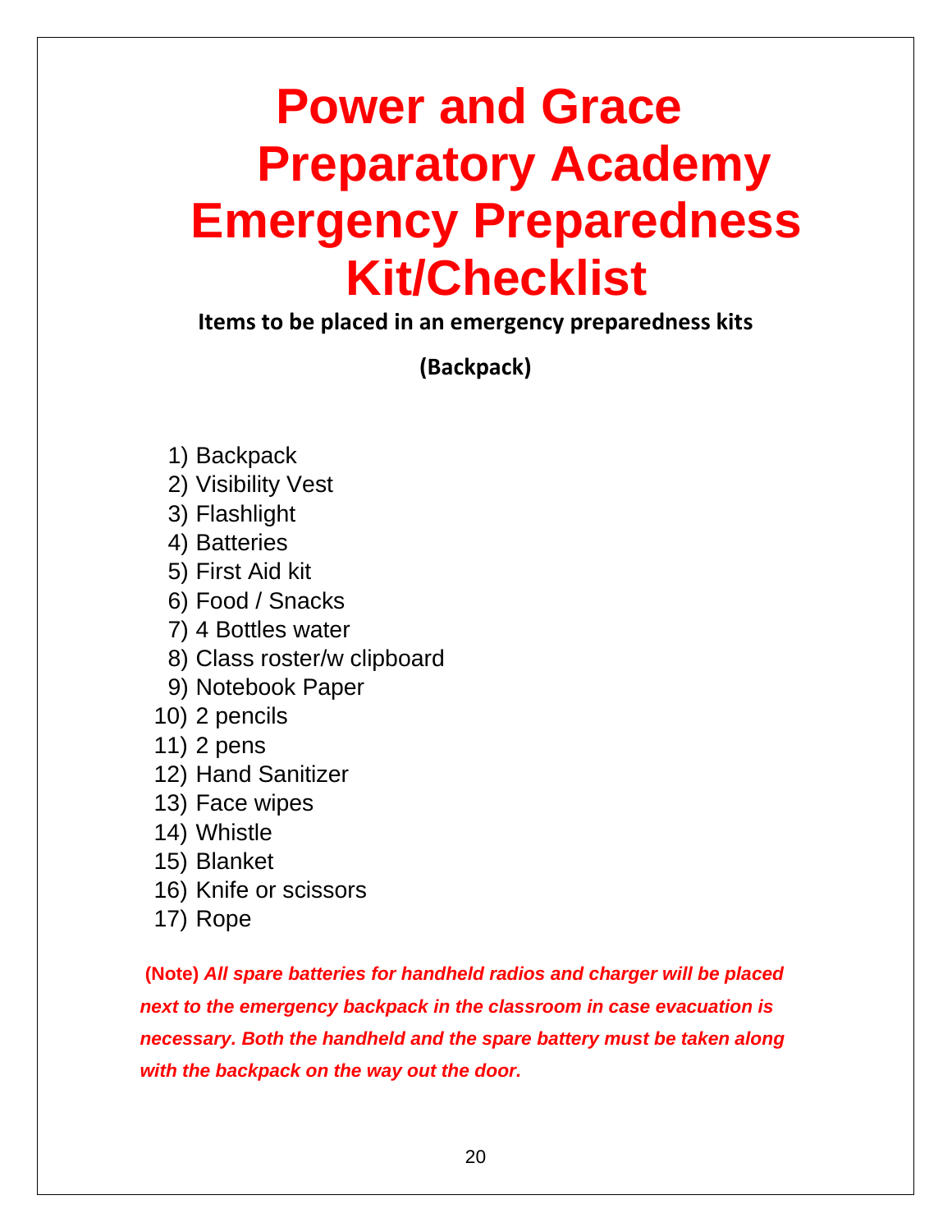# Power and Grace Preparatory Academy Emergency Preparedness Kit/Checklist

**Items to be placed in an emergency preparedness kits**

**(Backpack)**

1) Backpack
2) Visibility Vest
3) Flashlight
4) Batteries
5) First Aid kit
6) Food / Snacks
7) 4 Bottles water
8) Class roster/w clipboard
9) Notebook Paper
10) 2 pencils
11) 2 pens
12) Hand Sanitizer
13) Face wipes
14) Whistle
15) Blanket
16) Knife or scissors
17) Rope

**(Note)** ***All spare batteries for handheld radios and charger will be placed next to the emergency backpack in the classroom in case evacuation is necessary. Both the handheld and the spare battery must be taken along with the backpack on the way out the door.***